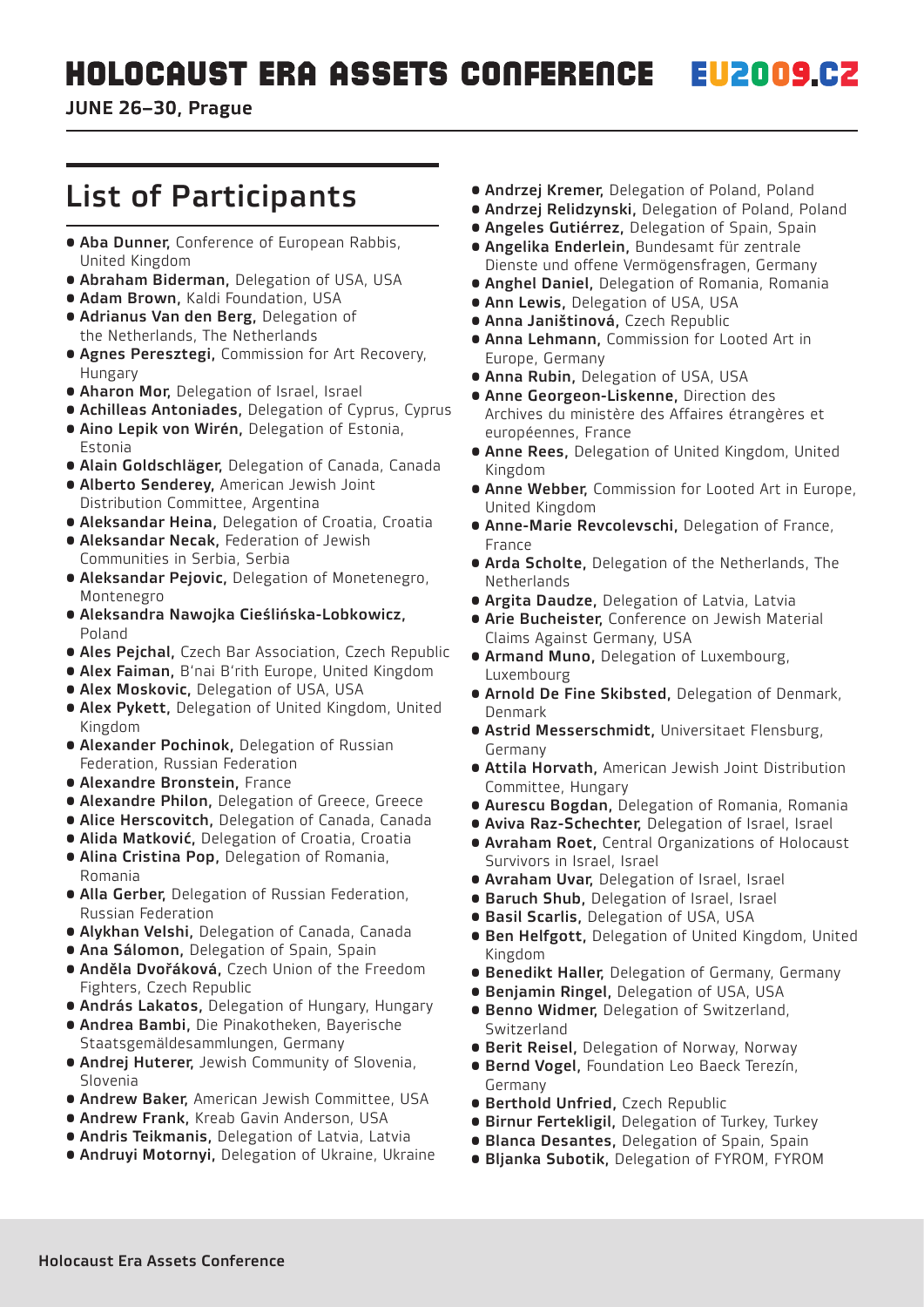# HOLOCAUST ERA ASSETS CONFERENCE EU2009.CZ

**JUNE 26–30, Prague**

## List of Participants

- **Aba Dunner,** Conference of European Rabbis, United Kingdom
- **Abraham Biderman,** Delegation of USA, USA
- **Adam Brown,** Kaldi Foundation, USA
- **Adrianus Van den Berg,** Delegation of the Netherlands, The Netherlands
- **Agnes Peresztegi,** Commission for Art Recovery, Hungary
- **Aharon Mor,** Delegation of Israel, Israel
- **Achilleas Antoniades,** Delegation of Cyprus, Cyprus
- **Aino Lepik von Wirén,** Delegation of Estonia, Estonia
- **Alain Goldschläger,** Delegation of Canada, Canada
- **Alberto Senderey,** American Jewish Joint Distribution Committee, Argentina
- **Aleksandar Heina,** Delegation of Croatia, Croatia
- **Aleksandar Necak,** Federation of Jewish Communities in Serbia, Serbia
- **Aleksandar Pejovic,** Delegation of Monetenegro, Montenegro
- **Aleksandra Nawojka Cieślińska-Lobkowicz,** Poland
- **Ales Pejchal,** Czech Bar Association, Czech Republic
- **Alex Faiman,** B'nai B'rith Europe, United Kingdom
- **Alex Moskovic,** Delegation of USA, USA
- **Alex Pykett,** Delegation of United Kingdom, United Kingdom
- **Alexander Pochinok,** Delegation of Russian Federation, Russian Federation
- **Alexandre Bronstein,** France
- **Alexandre Philon,** Delegation of Greece, Greece
- **Alice Herscovitch,** Delegation of Canada, Canada
- **Alida Matković,** Delegation of Croatia, Croatia
- **Alina Cristina Pop,** Delegation of Romania, Romania
- **Alla Gerber,** Delegation of Russian Federation, Russian Federation
- **Alykhan Velshi,** Delegation of Canada, Canada
- **Ana Sálomon,** Delegation of Spain, Spain
- **Anděla Dvořáková,** Czech Union of the Freedom Fighters, Czech Republic
- **András Lakatos,** Delegation of Hungary, Hungary
- **Andrea Bambi,** Die Pinakotheken, Bayerische Staatsgemäldesammlungen, Germany
- **Andrej Huterer,** Jewish Community of Slovenia, Slovenia
- **Andrew Baker,** American Jewish Committee, USA
- **Andrew Frank,** Kreab Gavin Anderson, USA
- **Andris Teikmanis,** Delegation of Latvia, Latvia
- **Andruyi Motornyi,** Delegation of Ukraine, Ukraine
- **Andrzej Kremer,** Delegation of Poland, Poland
- **Andrzej Relidzynski,** Delegation of Poland, Poland
- **Angeles Gutiérrez,** Delegation of Spain, Spain
- **Angelika Enderlein,** Bundesamt für zentrale Dienste und offene Vermögensfragen, Germany
- **Anghel Daniel,** Delegation of Romania, Romania
- **Ann Lewis,** Delegation of USA, USA
- **Anna Janištinová,** Czech Republic
- **Anna Lehmann,** Commission for Looted Art in Europe, Germany
- **Anna Rubin,** Delegation of USA, USA
- **Anne Georgeon-Liskenne,** Direction des Archives du ministère des Affaires étrangères et européennes, France
- **Anne Rees,** Delegation of United Kingdom, United Kingdom
- **Anne Webber,** Commission for Looted Art in Europe, United Kingdom
- **Anne-Marie Revcolevschi,** Delegation of France, France
- **Arda Scholte,** Delegation of the Netherlands, The Netherlands
- **Argita Daudze,** Delegation of Latvia, Latvia
- **Arie Bucheister,** Conference on Jewish Material Claims Against Germany, USA
- **Armand Muno,** Delegation of Luxembourg, Luxembourg
- **Arnold De Fine Skibsted,** Delegation of Denmark, Denmark
- **Astrid Messerschmidt,** Universitaet Flensburg, Germany
- **Attila Horvath,** American Jewish Joint Distribution Committee, Hungary
- **Aurescu Bogdan,** Delegation of Romania, Romania
- **Aviva Raz-Schechter,** Delegation of Israel, Israel
- **Avraham Roet,** Central Organizations of Holocaust Survivors in Israel, Israel
- **Avraham Uvar,** Delegation of Israel, Israel
- **Baruch Shub,** Delegation of Israel, Israel
- **Basil Scarlis,** Delegation of USA, USA
- **Ben Helfgott,** Delegation of United Kingdom, United Kingdom
- **Benedikt Haller,** Delegation of Germany, Germany
- **Benjamin Ringel,** Delegation of USA, USA
- **Benno Widmer,** Delegation of Switzerland, Switzerland
- **Berit Reisel,** Delegation of Norway, Norway
- **Bernd Vogel,** Foundation Leo Baeck Terezín, Germany
- **Berthold Unfried,** Czech Republic
- **Birnur Fertekligil,** Delegation of Turkey, Turkey
- **Blanca Desantes,** Delegation of Spain, Spain
- **Bljanka Subotik,** Delegation of FYROM, FYROM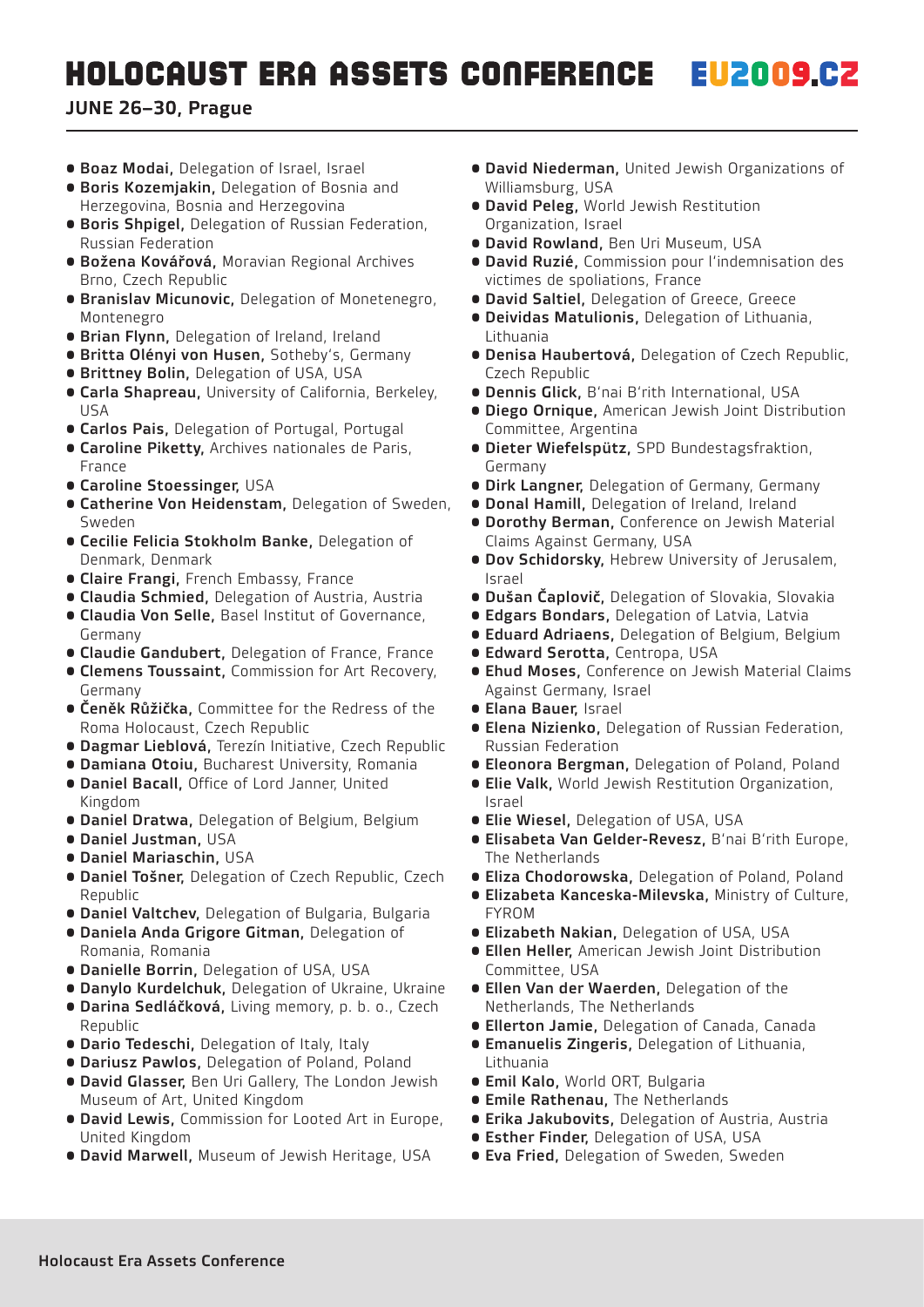- **Boaz Modai,** Delegation of Israel, Israel
- **Boris Kozemjakin,** Delegation of Bosnia and Herzegovina, Bosnia and Herzegovina
- **Boris Shpigel,** Delegation of Russian Federation, Russian Federation
- **Božena Kovářová,** Moravian Regional Archives Brno, Czech Republic
- **Branislav Micunovic,** Delegation of Monetenegro, Montenegro
- **Brian Flynn,** Delegation of Ireland, Ireland
- **Britta Olényi von Husen,** Sotheby's, Germany
- **Brittney Bolin,** Delegation of USA, USA
- **Carla Shapreau,** University of California, Berkeley, USA
- **Carlos Pais,** Delegation of Portugal, Portugal
- **Caroline Piketty,** Archives nationales de Paris, France
- **Caroline Stoessinger,** USA
- **Catherine Von Heidenstam,** Delegation of Sweden, Sweden
- **Cecilie Felicia Stokholm Banke,** Delegation of Denmark, Denmark
- **Claire Frangi,** French Embassy, France
- **Claudia Schmied,** Delegation of Austria, Austria
- **Claudia Von Selle,** Basel Institut of Governance, Germany
- **Claudie Gandubert,** Delegation of France, France
- **Clemens Toussaint,** Commission for Art Recovery, Germany
- **Čeněk Růžička,** Committee for the Redress of the Roma Holocaust, Czech Republic
- **Dagmar Lieblová,** Terezín Initiative, Czech Republic
- **Damiana Otoiu,** Bucharest University, Romania
- **Daniel Bacall,** Office of Lord Janner, United Kingdom
- **Daniel Dratwa,** Delegation of Belgium, Belgium
- **Daniel Justman,** USA
- **Daniel Mariaschin,** USA
- **Daniel Tošner,** Delegation of Czech Republic, Czech Republic
- **Daniel Valtchev,** Delegation of Bulgaria, Bulgaria
- **Daniela Anda Grigore Gitman,** Delegation of Romania, Romania
- **Danielle Borrin,** Delegation of USA, USA
- **Danylo Kurdelchuk,** Delegation of Ukraine, Ukraine
- **Darina Sedláčková,** Living memory, p. b. o., Czech Republic
- **Dario Tedeschi,** Delegation of Italy, Italy
- **Dariusz Pawlos,** Delegation of Poland, Poland
- **David Glasser,** Ben Uri Gallery, The London Jewish Museum of Art, United Kingdom
- **David Lewis,** Commission for Looted Art in Europe, United Kingdom
- **David Marwell,** Museum of Jewish Heritage, USA
- **David Niederman,** United Jewish Organizations of Williamsburg, USA
- **David Peleg,** World Jewish Restitution Organization, Israel
- **David Rowland,** Ben Uri Museum, USA
- **David Ruzié,** Commission pour l'indemnisation des victimes de spoliations, France
- **David Saltiel,** Delegation of Greece, Greece
- **Deividas Matulionis,** Delegation of Lithuania, Lithuania
- **Denisa Haubertová,** Delegation of Czech Republic, Czech Republic
- **Dennis Glick,** B'nai B'rith International, USA
- **Diego Ornique,** American Jewish Joint Distribution Committee, Argentina
- **Dieter Wiefelspütz,** SPD Bundestagsfraktion, Germany
- **Dirk Langner,** Delegation of Germany, Germany
- **Donal Hamill,** Delegation of Ireland, Ireland
- **Dorothy Berman,** Conference on Jewish Material Claims Against Germany, USA
- **Dov Schidorsky,** Hebrew University of Jerusalem, Israel
- **Dušan Čaplovič,** Delegation of Slovakia, Slovakia
- **Edgars Bondars,** Delegation of Latvia, Latvia
- **Eduard Adriaens,** Delegation of Belgium, Belgium
- **Edward Serotta,** Centropa, USA
- **Ehud Moses,** Conference on Jewish Material Claims Against Germany, Israel
- **Elana Bauer,** Israel
- **Elena Nizienko,** Delegation of Russian Federation, Russian Federation
- **Eleonora Bergman,** Delegation of Poland, Poland
- **Elie Valk,** World Jewish Restitution Organization, Israel
- **Elie Wiesel,** Delegation of USA, USA
- **Elisabeta Van Gelder-Revesz,** B'nai B'rith Europe, The Netherlands
- **Eliza Chodorowska,** Delegation of Poland, Poland
- **Elizabeta Kanceska-Milevska,** Ministry of Culture, FYROM
- **Elizabeth Nakian,** Delegation of USA, USA
- **Ellen Heller,** American Jewish Joint Distribution Committee, USA
- **Ellen Van der Waerden,** Delegation of the Netherlands, The Netherlands
- **Ellerton Jamie,** Delegation of Canada, Canada
- **Emanuelis Zingeris,** Delegation of Lithuania, Lithuania
- **Emil Kalo,** World ORT, Bulgaria
- **Emile Rathenau,** The Netherlands
- **Erika Jakubovits,** Delegation of Austria, Austria
- **Esther Finder,** Delegation of USA, USA
- **Eva Fried,** Delegation of Sweden, Sweden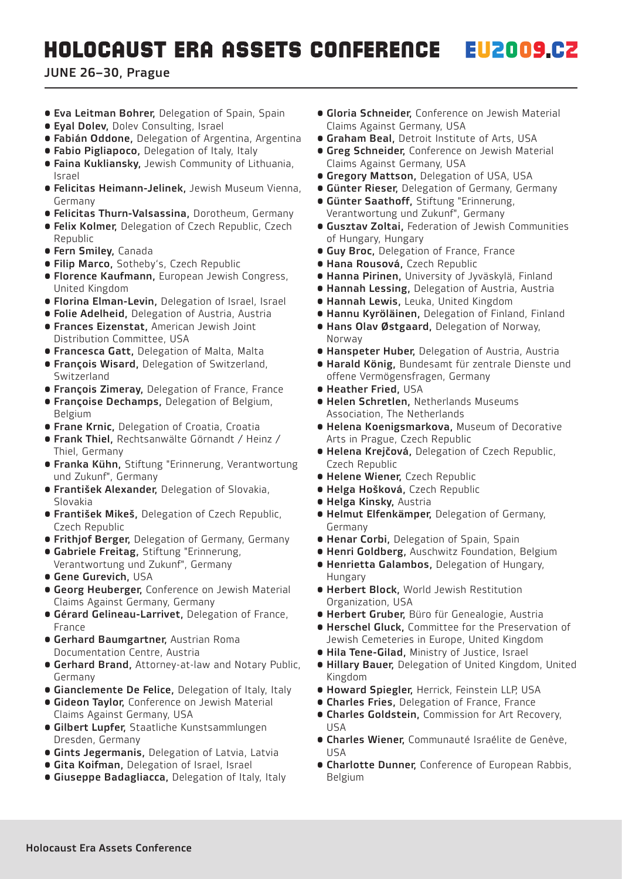# HOLOCAUST ERA ASSETS CONFERENCE EU2009.CZ

**JUNE 26–30, Prague**

- **Eva Leitman Bohrer,** Delegation of Spain, Spain
- **Eyal Dolev,** Dolev Consulting, Israel
- **Fabián Oddone,** Delegation of Argentina, Argentina
- **Fabio Pigliapoco,** Delegation of Italy, Italy
- **Faina Kukliansky,** Jewish Community of Lithuania, Israel
- **Felicitas Heimann-Jelinek,** Jewish Museum Vienna, Germany
- **Felicitas Thurn-Valsassina,** Dorotheum, Germany
- **Felix Kolmer,** Delegation of Czech Republic, Czech Republic
- **Fern Smiley,** Canada
- **Filip Marco,** Sotheby's, Czech Republic
- **Florence Kaufmann,** European Jewish Congress, United Kingdom
- **Florina Elman-Levin,** Delegation of Israel, Israel
- **Folie Adelheid,** Delegation of Austria, Austria
- **Frances Eizenstat,** American Jewish Joint Distribution Committee, USA
- **Francesca Gatt,** Delegation of Malta, Malta
- **François Wisard,** Delegation of Switzerland, Switzerland
- **François Zimeray,** Delegation of France, France
- **Françoise Dechamps,** Delegation of Belgium, Belgium
- **Frane Krnic,** Delegation of Croatia, Croatia
- **Frank Thiel,** Rechtsanwälte Görnandt / Heinz / Thiel, Germany
- **Franka Kühn,** Stiftung "Erinnerung, Verantwortung und Zukunft", Germany
- **František Alexander,** Delegation of Slovakia, Slovakia
- **František Mikeš,** Delegation of Czech Republic, Czech Republic
- **Frithjof Berger,** Delegation of Germany, Germany
- **Gabriele Freitag,** Stiftung "Erinnerung, Verantwortung und Zukunft", Germany
- **Gene Gurevich,** USA
- **Georg Heuberger,** Conference on Jewish Material Claims Against Germany, Germany
- **Gérard Gelineau-Larrivet,** Delegation of France, France
- **Gerhard Baumgartner,** Austrian Roma Documentation Centre, Austria
- **Gerhard Brand,** Attorney-at-law and Notary Public, Germany
- **Gianclemente De Felice,** Delegation of Italy, Italy
- **Gideon Taylor,** Conference on Jewish Material Claims Against Germany, USA
- **Gilbert Lupfer,** Staatliche Kunstsammlungen Dresden, Germany
- **Gints Jegermanis,** Delegation of Latvia, Latvia
- **Gita Koifman,** Delegation of Israel, Israel
- **Giuseppe Badagliacca,** Delegation of Italy, Italy
- **Gloria Schneider,** Conference on Jewish Material Claims Against Germany, USA
- **Graham Beal,** Detroit Institute of Arts, USA
- **Greg Schneider,** Conference on Jewish Material Claims Against Germany, USA
- **Gregory Mattson,** Delegation of USA, USA
- **Günter Rieser,** Delegation of Germany, Germany
- **Günter Saathoff,** Stiftung "Erinnerung, Verantwortung und Zukunft", Germany
- **Gusztav Zoltai,** Federation of Jewish Communities of Hungary, Hungary
- **Guy Broc,** Delegation of France, France
- **Hana Rousová,** Czech Republic
- **Hanna Pirinen,** University of Jyväskylä, Finland
- **Hannah Lessing,** Delegation of Austria, Austria
- **Hannah Lewis,** Leuka, United Kingdom
- **Hannu Kyröläinen,** Delegation of Finland, Finland
- **Hans Olav Østgaard,** Delegation of Norway, Norway
- **Hanspeter Huber,** Delegation of Austria, Austria
- **Harald König,** Bundesamt für zentrale Dienste und offene Vermögensfragen, Germany
- **Heather Fried,** USA
- **Helen Schretlen,** Netherlands Museums Association, The Netherlands
- **Helena Koenigsmarkova,** Museum of Decorative Arts in Prague, Czech Republic
- **Helena Krejčová,** Delegation of Czech Republic, Czech Republic
- **Helene Wiener,** Czech Republic
- **Helga Hošková,** Czech Republic
- **Helga Kinsky,** Austria
- **Helmut Elfenkämper,** Delegation of Germany, Germany
- **Henar Corbi,** Delegation of Spain, Spain
- **Henri Goldberg,** Auschwitz Foundation, Belgium
- **Henrietta Galambos,** Delegation of Hungary, Hungary
- **Herbert Block,** World Jewish Restitution Organization, USA
- **Herbert Gruber,** Büro für Genealogie, Austria
- **Herschel Gluck,** Committee for the Preservation of Jewish Cemeteries in Europe, United Kingdom
- **Hila Tene-Gilad,** Ministry of Justice, Israel
- **Hillary Bauer,** Delegation of United Kingdom, United Kingdom
- **Howard Spiegler,** Herrick, Feinstein LLP, USA
- **Charles Fries,** Delegation of France, France
- **Charles Goldstein,** Commission for Art Recovery, USA
- **Charles Wiener,** Communauté Israélite de Genève, USA
- **Charlotte Dunner,** Conference of European Rabbis, Belgium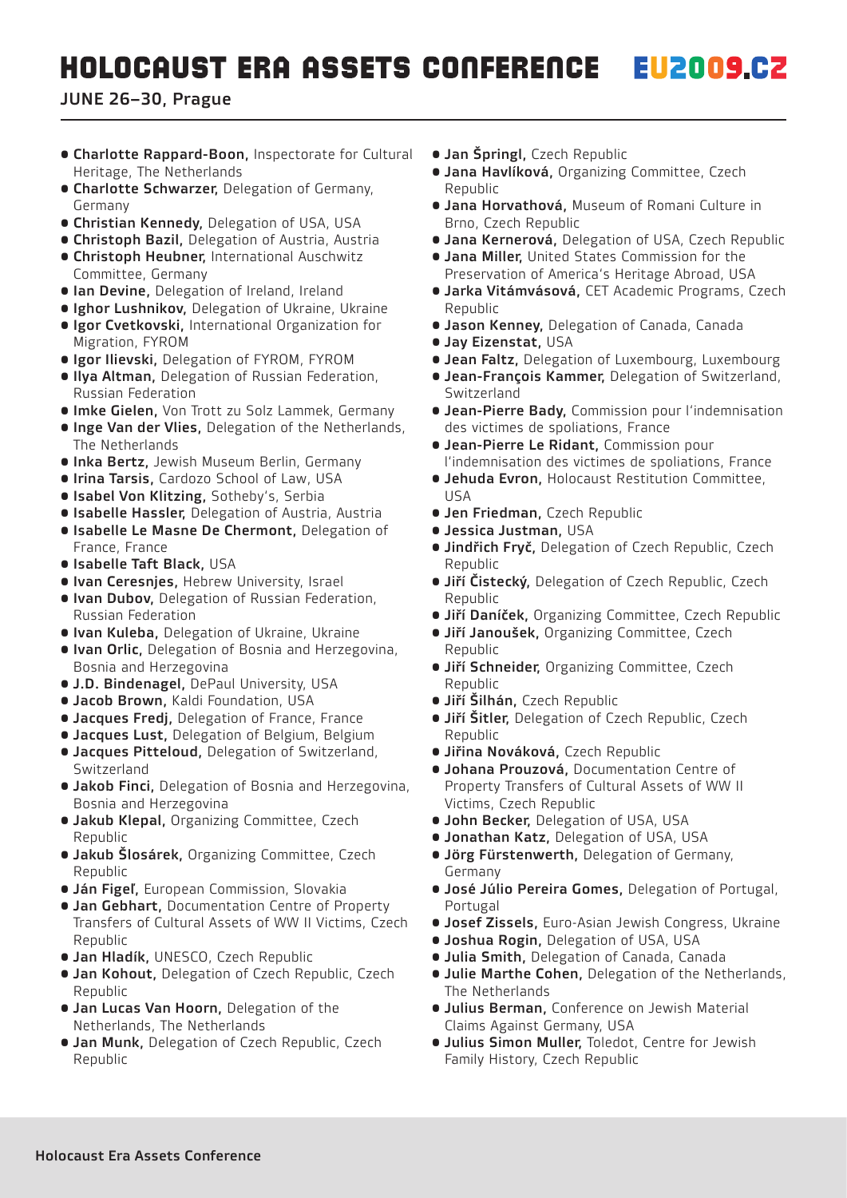- **Charlotte Rappard-Boon,** Inspectorate for Cultural Heritage, The Netherlands
- **Charlotte Schwarzer,** Delegation of Germany, Germany
- **Christian Kennedy,** Delegation of USA, USA
- **Christoph Bazil,** Delegation of Austria, Austria
- **Christoph Heubner,** International Auschwitz Committee, Germany
- **Ian Devine,** Delegation of Ireland, Ireland
- **Ighor Lushnikov,** Delegation of Ukraine, Ukraine
- **Igor Cvetkovski,** International Organization for Migration, FYROM
- **Igor Ilievski,** Delegation of FYROM, FYROM
- **Ilya Altman,** Delegation of Russian Federation, Russian Federation
- **Imke Gielen,** Von Trott zu Solz Lammek, Germany
- **Inge Van der Vlies,** Delegation of the Netherlands, The Netherlands
- **Inka Bertz,** Jewish Museum Berlin, Germany
- **Irina Tarsis,** Cardozo School of Law, USA
- **Isabel Von Klitzing,** Sotheby's, Serbia
- **Isabelle Hassler,** Delegation of Austria, Austria
- **Isabelle Le Masne De Chermont,** Delegation of France, France
- **Isabelle Taft Black,** USA
- **Ivan Ceresnjes,** Hebrew University, Israel
- **Ivan Dubov,** Delegation of Russian Federation, Russian Federation
- **Ivan Kuleba,** Delegation of Ukraine, Ukraine
- **Ivan Orlic,** Delegation of Bosnia and Herzegovina, Bosnia and Herzegovina
- **J.D. Bindenagel,** DePaul University, USA
- **Jacob Brown,** Kaldi Foundation, USA
- **Jacques Fredj,** Delegation of France, France
- **Jacques Lust,** Delegation of Belgium, Belgium
- **Jacques Pitteloud,** Delegation of Switzerland, Switzerland
- **Jakob Finci,** Delegation of Bosnia and Herzegovina, Bosnia and Herzegovina
- **Jakub Klepal,** Organizing Committee, Czech Republic
- **Jakub Šlosárek,** Organizing Committee, Czech Republic
- **Ján Figeľ,** European Commission, Slovakia
- **Jan Gebhart,** Documentation Centre of Property Transfers of Cultural Assets of WW II Victims, Czech Republic
- **Jan Hladík,** UNESCO, Czech Republic
- **Jan Kohout,** Delegation of Czech Republic, Czech Republic
- **Jan Lucas Van Hoorn,** Delegation of the Netherlands, The Netherlands
- **Jan Munk,** Delegation of Czech Republic, Czech Republic
- **Jan Špringl,** Czech Republic
- **Jana Havlíková,** Organizing Committee, Czech Republic
- **Jana Horvathová,** Museum of Romani Culture in Brno, Czech Republic
- **Jana Kernerová,** Delegation of USA, Czech Republic
- **Jana Miller,** United States Commission for the Preservation of America's Heritage Abroad, USA
- **Jarka Vitámvásová,** CET Academic Programs, Czech Republic
- **Jason Kenney,** Delegation of Canada, Canada
- **Jay Eizenstat,** USA
- **Jean Faltz,** Delegation of Luxembourg, Luxembourg
- **Jean-François Kammer,** Delegation of Switzerland, Switzerland
- **Jean-Pierre Bady,** Commission pour l'indemnisation des victimes de spoliations, France
- **Jean-Pierre Le Ridant,** Commission pour l'indemnisation des victimes de spoliations, France
- **Jehuda Evron,** Holocaust Restitution Committee, USA
- **Jen Friedman,** Czech Republic
- **Jessica Justman,** USA
- **Jindřich Fryč,** Delegation of Czech Republic, Czech Republic
- **Jiří Čistecký,** Delegation of Czech Republic, Czech Republic
- **Jiří Daníček,** Organizing Committee, Czech Republic
- **Jiří Janoušek,** Organizing Committee, Czech Republic
- **Jiří Schneider,** Organizing Committee, Czech Republic
- **Jiří Šilhán,** Czech Republic
- **Jiří Šitler,** Delegation of Czech Republic, Czech Republic
- **Jiřina Nováková,** Czech Republic
- **Johana Prouzová,** Documentation Centre of Property Transfers of Cultural Assets of WW II Victims, Czech Republic
- **John Becker,** Delegation of USA, USA
- **Jonathan Katz,** Delegation of USA, USA
- **Jörg Fürstenwerth,** Delegation of Germany, Germany
- **José Júlio Pereira Gomes,** Delegation of Portugal, Portugal
- **Josef Zissels,** Euro-Asian Jewish Congress, Ukraine
- **Joshua Rogin,** Delegation of USA, USA
- **Julia Smith,** Delegation of Canada, Canada
- **Julie Marthe Cohen,** Delegation of the Netherlands, The Netherlands
- **Julius Berman,** Conference on Jewish Material Claims Against Germany, USA
- **Julius Simon Muller,** Toledot, Centre for Jewish Family History, Czech Republic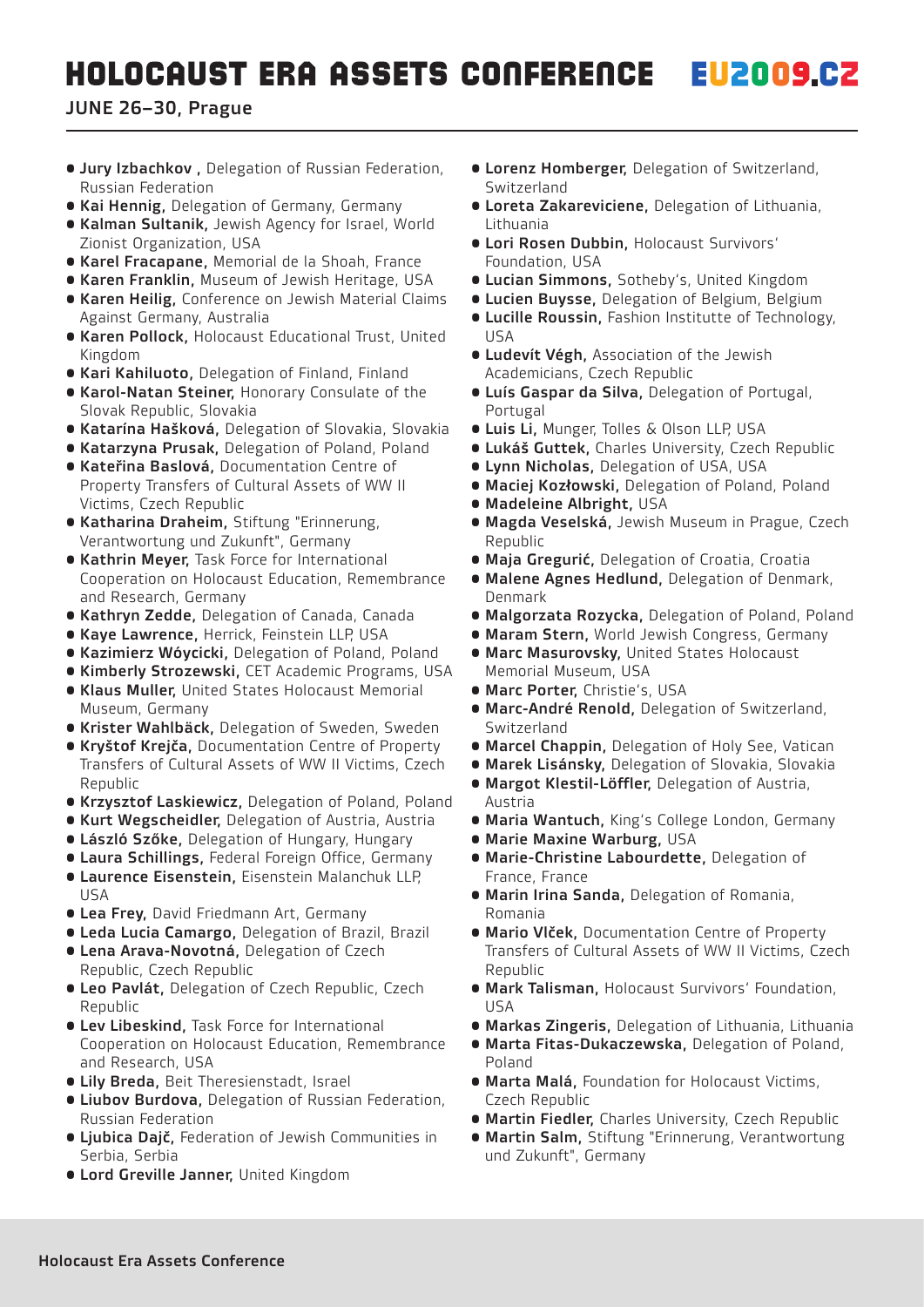# HOLOCAUST ERA ASSETS CONFERENCE EU2009.CZ

**JUNE 26–30, Prague**

- **Jury Izbachkov ,** Delegation of Russian Federation, Russian Federation
- **Kai Hennig,** Delegation of Germany, Germany
- **Kalman Sultanik,** Jewish Agency for Israel, World Zionist Organization, USA
- **Karel Fracapane,** Memorial de la Shoah, France
- **Karen Franklin,** Museum of Jewish Heritage, USA
- **Karen Heilig,** Conference on Jewish Material Claims Against Germany, Australia
- **Karen Pollock,** Holocaust Educational Trust, United Kingdom
- **Kari Kahiluoto,** Delegation of Finland, Finland
- **Karol-Natan Steiner,** Honorary Consulate of the Slovak Republic, Slovakia
- **Katarína Hašková,** Delegation of Slovakia, Slovakia
- **Katarzyna Prusak,** Delegation of Poland, Poland
- **Kateřina Baslová,** Documentation Centre of Property Transfers of Cultural Assets of WW II Victims, Czech Republic
- **Katharina Draheim,** Stiftung "Erinnerung, Verantwortung und Zukunft", Germany
- **Kathrin Meyer,** Task Force for International Cooperation on Holocaust Education, Remembrance and Research, Germany
- **Kathryn Zedde,** Delegation of Canada, Canada
- **Kaye Lawrence,** Herrick, Feinstein LLP, USA
- **Kazimierz Wóycicki,** Delegation of Poland, Poland
- **Kimberly Strozewski,** CET Academic Programs, USA
- **Klaus Muller,** United States Holocaust Memorial Museum, Germany
- **Krister Wahlbäck,** Delegation of Sweden, Sweden
- **Kryštof Krejča,** Documentation Centre of Property Transfers of Cultural Assets of WW II Victims, Czech Republic
- **Krzysztof Laskiewicz,** Delegation of Poland, Poland
- **Kurt Wegscheidler,** Delegation of Austria, Austria
- **László Szőke,** Delegation of Hungary, Hungary
- **Laura Schillings,** Federal Foreign Office, Germany
- **Laurence Eisenstein,** Eisenstein Malanchuk LLP, USA
- **Lea Frey,** David Friedmann Art, Germany
- **Leda Lucia Camargo,** Delegation of Brazil, Brazil
- **Lena Arava-Novotná,** Delegation of Czech Republic, Czech Republic
- **Leo Pavlát,** Delegation of Czech Republic, Czech Republic
- **Lev Libeskind,** Task Force for International Cooperation on Holocaust Education, Remembrance and Research, USA
- **Lily Breda,** Beit Theresienstadt, Israel
- **Liubov Burdova,** Delegation of Russian Federation, Russian Federation
- **Ljubica Dajč,** Federation of Jewish Communities in Serbia, Serbia
- **Lord Greville Janner,** United Kingdom
- **Lorenz Homberger,** Delegation of Switzerland, Switzerland
- **Loreta Zakareviciene,** Delegation of Lithuania, Lithuania
- **Lori Rosen Dubbin,** Holocaust Survivors' Foundation, USA
- **Lucian Simmons,** Sotheby's, United Kingdom
- **Lucien Buysse,** Delegation of Belgium, Belgium
- **Lucille Roussin,** Fashion Instituttе of Technology, USA
- **Ludevít Végh,** Association of the Jewish Academicians, Czech Republic
- **Luís Gaspar da Silva,** Delegation of Portugal, Portugal
- **Luis Li,** Munger, Tolles & Olson LLP, USA
- **Lukáš Guttek,** Charles University, Czech Republic
- **Lynn Nicholas,** Delegation of USA, USA
- **Maciej Kozłowski,** Delegation of Poland, Poland
- **Madeleine Albright,** USA
- **Magda Veselská,** Jewish Museum in Prague, Czech Republic
- **Maja Gregurić,** Delegation of Croatia, Croatia
- **Malene Agnes Hedlund,** Delegation of Denmark, Denmark
- **Malgorzata Rozycka,** Delegation of Poland, Poland
- **Maram Stern,** World Jewish Congress, Germany
- **Marc Masurovsky,** United States Holocaust Memorial Museum, USA
- **Marc Porter,** Christie's, USA
- **Marc-André Renold,** Delegation of Switzerland, Switzerland
- **Marcel Chappin,** Delegation of Holy See, Vatican
- **Marek Lisánsky,** Delegation of Slovakia, Slovakia
- **Margot Klestil-Löffler,** Delegation of Austria, Austria
- **Maria Wantuch,** King's College London, Germany
- **Marie Maxine Warburg,** USA
- **Marie-Christine Labourdette,** Delegation of France, France
- **Marin Irina Sanda,** Delegation of Romania, Romania
- **Mario Vlček,** Documentation Centre of Property Transfers of Cultural Assets of WW II Victims, Czech Republic
- **Mark Talisman,** Holocaust Survivors' Foundation, USA
- **Markas Zingeris,** Delegation of Lithuania, Lithuania
- **Marta Fitas-Dukaczewska,** Delegation of Poland, Poland
- **Marta Malá,** Foundation for Holocaust Victims, Czech Republic
- **Martin Fiedler,** Charles University, Czech Republic
- **Martin Salm,** Stiftung "Erinnerung, Verantwortung und Zukunft", Germany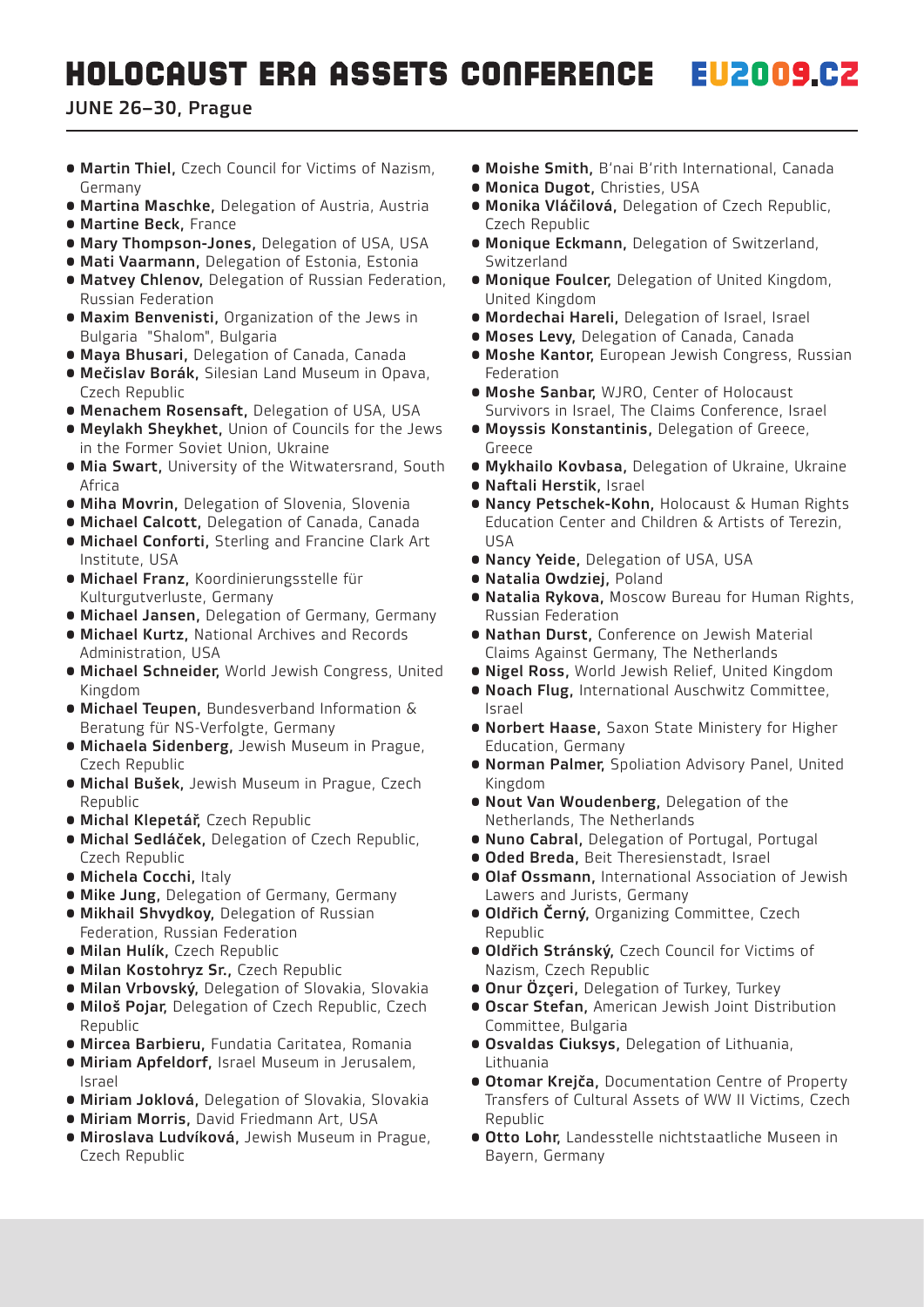# HOLOCAUST ERA ASSETS CONFERENCE EU2009.CZ

**JUNE 26–30, Prague**

- **Martin Thiel,** Czech Council for Victims of Nazism, Germany
- **Martina Maschke,** Delegation of Austria, Austria
- **Martine Beck,** France
- **Mary Thompson-Jones,** Delegation of USA, USA
- **Mati Vaarmann,** Delegation of Estonia, Estonia
- **Matvey Chlenov,** Delegation of Russian Federation, Russian Federation
- **Maxim Benvenisti,** Organization of the Jews in Bulgaria "Shalom", Bulgaria
- **Maya Bhusari,** Delegation of Canada, Canada
- **Mečislav Borák,** Silesian Land Museum in Opava, Czech Republic
- **Menachem Rosensaft,** Delegation of USA, USA
- **Meylakh Sheykhet,** Union of Councils for the Jews in the Former Soviet Union, Ukraine
- **Mia Swart,** University of the Witwatersrand, South Africa
- **Miha Movrin,** Delegation of Slovenia, Slovenia
- **Michael Calcott,** Delegation of Canada, Canada
- **Michael Conforti,** Sterling and Francine Clark Art Institute, USA
- **Michael Franz,** Koordinierungsstelle für Kulturgutverluste, Germany
- **Michael Jansen,** Delegation of Germany, Germany
- **Michael Kurtz,** National Archives and Records Administration, USA
- **Michael Schneider,** World Jewish Congress, United Kingdom
- **Michael Teupen,** Bundesverband Information & Beratung für NS-Verfolgte, Germany
- **Michaela Sidenberg,** Jewish Museum in Prague, Czech Republic
- **Michal Bušek,** Jewish Museum in Prague, Czech Republic
- **Michal Klepetář,** Czech Republic
- **Michal Sedláček,** Delegation of Czech Republic, Czech Republic
- **Michela Cocchi,** Italy
- **Mike Jung,** Delegation of Germany, Germany
- **Mikhail Shvydkoy,** Delegation of Russian Federation, Russian Federation
- **Milan Hulík,** Czech Republic
- **Milan Kostohryz Sr.,** Czech Republic
- **Milan Vrbovský,** Delegation of Slovakia, Slovakia
- **Miloš Pojar,** Delegation of Czech Republic, Czech Republic
- **Mircea Barbieru,** Fundatia Caritatea, Romania
- **Miriam Apfeldorf,** Israel Museum in Jerusalem, Israel
- **Miriam Joklová,** Delegation of Slovakia, Slovakia
- **Miriam Morris,** David Friedmann Art, USA
- **Miroslava Ludvíková,** Jewish Museum in Prague, Czech Republic
- **Moishe Smith,** B'nai B'rith International, Canada
- **Monica Dugot,** Christies, USA
- **Monika Vláčilová,** Delegation of Czech Republic, Czech Republic
- **Monique Eckmann,** Delegation of Switzerland, Switzerland
- **Monique Foulcer,** Delegation of United Kingdom, United Kingdom
- **Mordechai Hareli,** Delegation of Israel, Israel
- **Moses Levy,** Delegation of Canada, Canada
- **Moshe Kantor,** European Jewish Congress, Russian Federation
- **Moshe Sanbar,** WJRO, Center of Holocaust Survivors in Israel, The Claims Conference, Israel
- **Moyssis Konstantinis,** Delegation of Greece, Greece
- **Mykhailo Kovbasa,** Delegation of Ukraine, Ukraine
- **Naftali Herstik,** Israel
- **Nancy Petschek-Kohn,** Holocaust & Human Rights Education Center and Children & Artists of Terezin, USA
- **Nancy Yeide,** Delegation of USA, USA
- **Natalia Owdziej,** Poland
- **Natalia Rykova,** Moscow Bureau for Human Rights, Russian Federation
- **Nathan Durst,** Conference on Jewish Material Claims Against Germany, The Netherlands
- **Nigel Ross,** World Jewish Relief, United Kingdom
- **Noach Flug,** International Auschwitz Committee, Israel
- **Norbert Haase,** Saxon State Ministery for Higher Education, Germany
- **Norman Palmer,** Spoliation Advisory Panel, United Kingdom
- **Nout Van Woudenberg,** Delegation of the Netherlands, The Netherlands
- **Nuno Cabral,** Delegation of Portugal, Portugal
- **Oded Breda,** Beit Theresienstadt, Israel
- **Olaf Ossmann,** International Association of Jewish Lawers and Jurists, Germany
- **Oldřich Černý,** Organizing Committee, Czech Republic
- **Oldřich Stránský,** Czech Council for Victims of Nazism, Czech Republic
- **Onur Özçeri,** Delegation of Turkey, Turkey
- **Oscar Stefan,** American Jewish Joint Distribution Committee, Bulgaria
- **Osvaldas Ciuksys,** Delegation of Lithuania, Lithuania
- **Otomar Krejča,** Documentation Centre of Property Transfers of Cultural Assets of WW II Victims, Czech Republic
- **Otto Lohr,** Landesstelle nichtstaatliche Museen in Bayern, Germany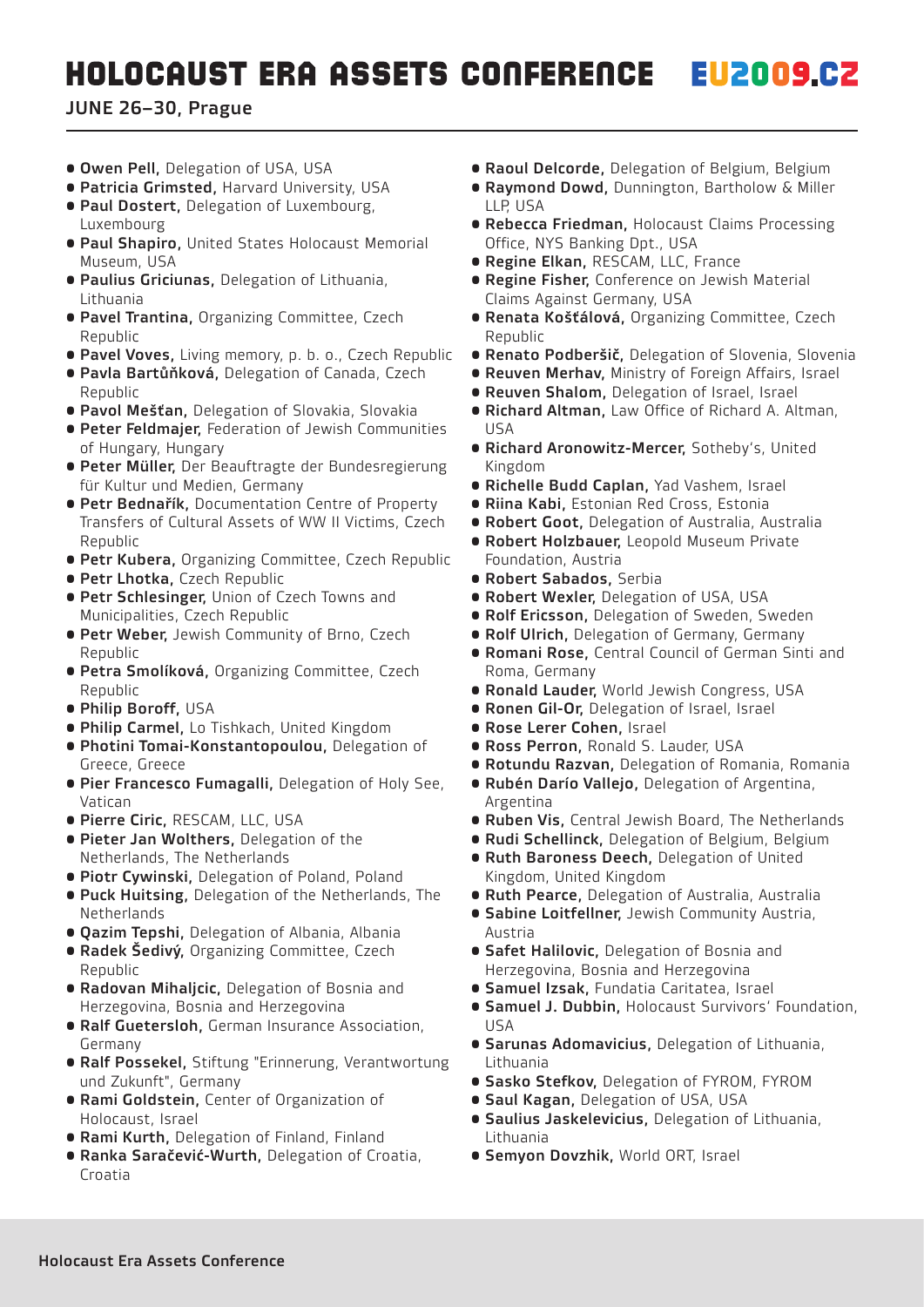- **Owen Pell,** Delegation of USA, USA
- **Patricia Grimsted,** Harvard University, USA
- **Paul Dostert,** Delegation of Luxembourg, Luxembourg
- **Paul Shapiro,** United States Holocaust Memorial Museum, USA
- **Paulius Griciunas,** Delegation of Lithuania, Lithuania
- **Pavel Trantina,** Organizing Committee, Czech Republic
- **Pavel Voves,** Living memory, p. b. o., Czech Republic
- **Pavla Bartůňková,** Delegation of Canada, Czech Republic
- **Pavol Mešťan,** Delegation of Slovakia, Slovakia
- **Peter Feldmajer,** Federation of Jewish Communities of Hungary, Hungary
- **Peter Müller,** Der Beauftragte der Bundesregierung für Kultur und Medien, Germany
- **Petr Bednařík,** Documentation Centre of Property Transfers of Cultural Assets of WW II Victims, Czech Republic
- **Petr Kubera,** Organizing Committee, Czech Republic
- **Petr Lhotka,** Czech Republic
- **Petr Schlesinger,** Union of Czech Towns and Municipalities, Czech Republic
- **Petr Weber,** Jewish Community of Brno, Czech Republic
- **Petra Smolíková,** Organizing Committee, Czech Republic
- **Philip Boroff,** USA
- **Philip Carmel,** Lo Tishkach, United Kingdom
- **Photini Tomai-Konstantopoulou,** Delegation of Greece, Greece
- **Pier Francesco Fumagalli,** Delegation of Holy See, Vatican
- **Pierre Ciric,** RESCAM, LLC, USA
- **Pieter Jan Wolthers,** Delegation of the Netherlands, The Netherlands
- **Piotr Cywinski,** Delegation of Poland, Poland
- **Puck Huitsing,** Delegation of the Netherlands, The Netherlands
- **Qazim Tepshi,** Delegation of Albania, Albania
- **Radek Šedivý,** Organizing Committee, Czech Republic
- **Radovan Mihaljcic,** Delegation of Bosnia and Herzegovina, Bosnia and Herzegovina
- **Ralf Guetersloh,** German Insurance Association, Germany
- **Ralf Possekel,** Stiftung "Erinnerung, Verantwortung und Zukunft", Germany
- **Rami Goldstein,** Center of Organization of Holocaust, Israel
- **Rami Kurth,** Delegation of Finland, Finland
- **Ranka Saračević-Wurth,** Delegation of Croatia, Croatia
- **Raoul Delcorde,** Delegation of Belgium, Belgium
- **Raymond Dowd,** Dunnington, Bartholow & Miller LLP, USA
- **Rebecca Friedman,** Holocaust Claims Processing Office, NYS Banking Dpt., USA
- **Regine Elkan,** RESCAM, LLC, France
- **Regine Fisher,** Conference on Jewish Material Claims Against Germany, USA
- **Renata Košťálová,** Organizing Committee, Czech Republic
- **Renato Podberšič,** Delegation of Slovenia, Slovenia
- **Reuven Merhav,** Ministry of Foreign Affairs, Israel
- **Reuven Shalom,** Delegation of Israel, Israel
- **Richard Altman,** Law Office of Richard A. Altman, USA
- **Richard Aronowitz-Mercer,** Sotheby's, United Kingdom
- **Richelle Budd Caplan,** Yad Vashem, Israel
- **Riina Kabi,** Estonian Red Cross, Estonia
- **Robert Goot,** Delegation of Australia, Australia
- **Robert Holzbauer,** Leopold Museum Private Foundation, Austria
- **Robert Sabados,** Serbia
- **Robert Wexler,** Delegation of USA, USA
- **Rolf Ericsson,** Delegation of Sweden, Sweden
- **Rolf Ulrich,** Delegation of Germany, Germany
- **Romani Rose,** Central Council of German Sinti and Roma, Germany
- **Ronald Lauder,** World Jewish Congress, USA
- **Ronen Gil-Or,** Delegation of Israel, Israel
- **Rose Lerer Cohen,** Israel
- **Ross Perron,** Ronald S. Lauder, USA
- **Rotundu Razvan,** Delegation of Romania, Romania
- **Rubén Darío Vallejo,** Delegation of Argentina, Argentina
- **Ruben Vis,** Central Jewish Board, The Netherlands
- **Rudi Schellinck,** Delegation of Belgium, Belgium
- **Ruth Baroness Deech,** Delegation of United Kingdom, United Kingdom
- **Ruth Pearce,** Delegation of Australia, Australia
- **Sabine Loitfellner,** Jewish Community Austria, Austria
- **Safet Halilovic,** Delegation of Bosnia and Herzegovina, Bosnia and Herzegovina
- **Samuel Izsak,** Fundatia Caritatea, Israel
- **Samuel J. Dubbin,** Holocaust Survivors' Foundation, USA
- **Sarunas Adomavicius,** Delegation of Lithuania, Lithuania
- **Sasko Stefkov,** Delegation of FYROM, FYROM
- **Saul Kagan,** Delegation of USA, USA
- **Saulius Jaskelevicius,** Delegation of Lithuania, Lithuania
- **Semyon Dovzhik,** World ORT, Israel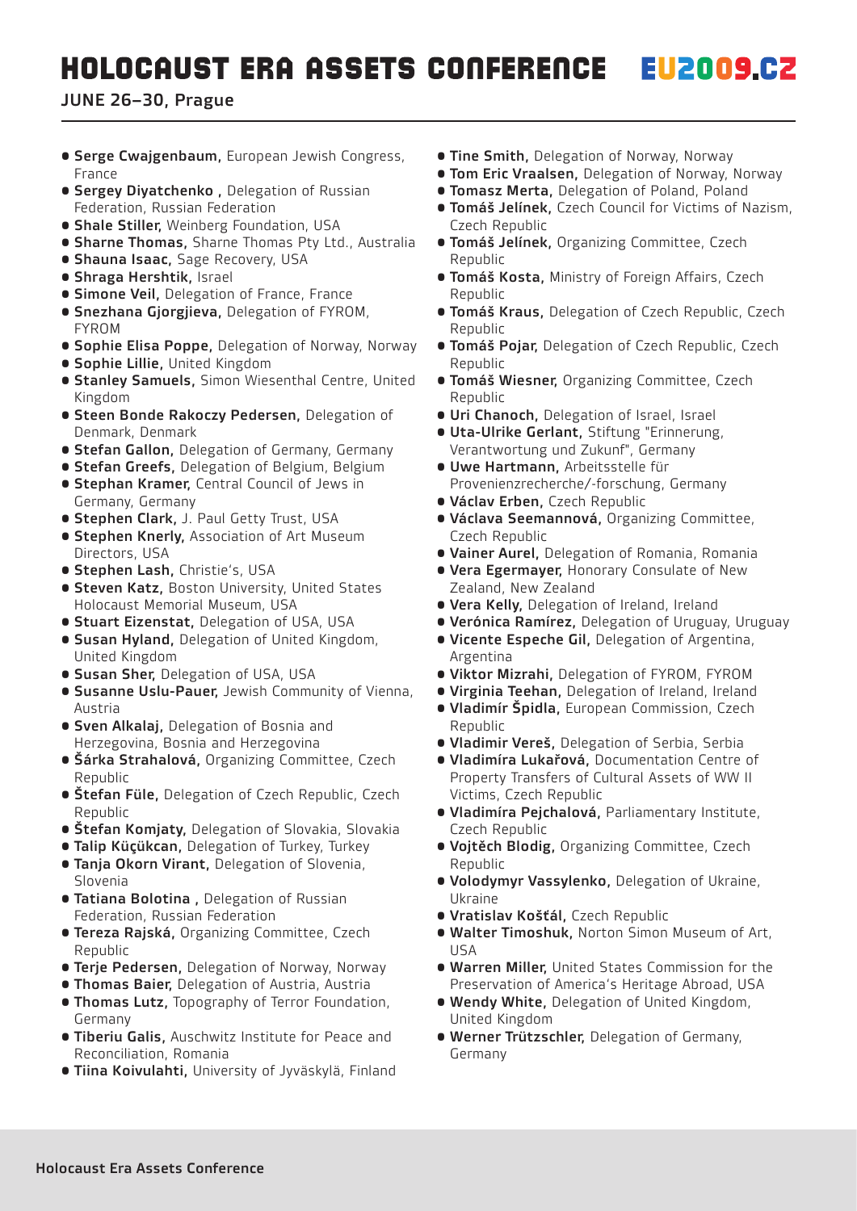- **Serge Cwajgenbaum,** European Jewish Congress, France
- **Sergey Diyatchenko ,** Delegation of Russian Federation, Russian Federation
- **Shale Stiller,** Weinberg Foundation, USA
- **Sharne Thomas,** Sharne Thomas Pty Ltd., Australia
- **Shauna Isaac,** Sage Recovery, USA
- **Shraga Hershtik,** Israel
- **Simone Veil,** Delegation of France, France
- **Snezhana Gjorgjieva,** Delegation of FYROM, FYROM
- **Sophie Elisa Poppe,** Delegation of Norway, Norway
- **Sophie Lillie,** United Kingdom
- **Stanley Samuels,** Simon Wiesenthal Centre, United Kingdom
- **Steen Bonde Rakoczy Pedersen,** Delegation of Denmark, Denmark
- **Stefan Gallon,** Delegation of Germany, Germany
- **Stefan Greefs,** Delegation of Belgium, Belgium
- **Stephan Kramer,** Central Council of Jews in Germany, Germany
- **Stephen Clark,** J. Paul Getty Trust, USA
- **Stephen Knerly,** Association of Art Museum Directors, USA
- **Stephen Lash,** Christie's, USA
- **Steven Katz,** Boston University, United States Holocaust Memorial Museum, USA
- **Stuart Eizenstat,** Delegation of USA, USA
- **Susan Hyland,** Delegation of United Kingdom, United Kingdom
- **Susan Sher,** Delegation of USA, USA
- **Susanne Uslu-Pauer,** Jewish Community of Vienna, Austria
- **Sven Alkalaj,** Delegation of Bosnia and Herzegovina, Bosnia and Herzegovina
- **Šárka Strahalová,** Organizing Committee, Czech Republic
- **Štefan Füle,** Delegation of Czech Republic, Czech Republic
- **Štefan Komjaty,** Delegation of Slovakia, Slovakia
- **Talip Küçükcan,** Delegation of Turkey, Turkey
- **Tanja Okorn Virant,** Delegation of Slovenia, Slovenia
- **Tatiana Bolotina ,** Delegation of Russian Federation, Russian Federation
- **Tereza Rajská,** Organizing Committee, Czech Republic
- **Terje Pedersen,** Delegation of Norway, Norway
- **Thomas Baier,** Delegation of Austria, Austria
- **Thomas Lutz,** Topography of Terror Foundation, Germany
- **Tiberiu Galis,** Auschwitz Institute for Peace and Reconciliation, Romania
- **Tiina Koivulahti,** University of Jyväskylä, Finland
- **Tine Smith,** Delegation of Norway, Norway
- **Tom Eric Vraalsen,** Delegation of Norway, Norway
- **Tomasz Merta,** Delegation of Poland, Poland
- **Tomáš Jelínek,** Czech Council for Victims of Nazism, Czech Republic
- **Tomáš Jelínek,** Organizing Committee, Czech Republic
- **Tomáš Kosta,** Ministry of Foreign Affairs, Czech Republic
- **Tomáš Kraus,** Delegation of Czech Republic, Czech Republic
- **Tomáš Pojar,** Delegation of Czech Republic, Czech Republic
- **Tomáš Wiesner,** Organizing Committee, Czech Republic
- **Uri Chanoch,** Delegation of Israel, Israel
- **Uta-Ulrike Gerlant,** Stiftung "Erinnerung, Verantwortung und Zukunf", Germany
- **Uwe Hartmann,** Arbeitsstelle für Provenienzrecherche/-forschung, Germany
- **Václav Erben,** Czech Republic
- **Václava Seemannová,** Organizing Committee, Czech Republic
- **Vainer Aurel,** Delegation of Romania, Romania
- **Vera Egermayer,** Honorary Consulate of New Zealand, New Zealand
- **Vera Kelly,** Delegation of Ireland, Ireland
- **Verónica Ramírez,** Delegation of Uruguay, Uruguay
- **Vicente Espeche Gil,** Delegation of Argentina, Argentina
- **Viktor Mizrahi,** Delegation of FYROM, FYROM
- **Virginia Teehan,** Delegation of Ireland, Ireland
- **Vladimír Špidla,** European Commission, Czech Republic
- **Vladimir Vereš,** Delegation of Serbia, Serbia
- **Vladimíra Lukařová,** Documentation Centre of Property Transfers of Cultural Assets of WW II Victims, Czech Republic
- **Vladimíra Pejchalová,** Parliamentary Institute, Czech Republic
- **Vojtěch Blodig,** Organizing Committee, Czech Republic
- **Volodymyr Vassylenko,** Delegation of Ukraine, Ukraine
- **Vratislav Košťál,** Czech Republic
- **Walter Timoshuk,** Norton Simon Museum of Art, USA
- **Warren Miller,** United States Commission for the Preservation of America's Heritage Abroad, USA
- **Wendy White,** Delegation of United Kingdom, United Kingdom
- **Werner Trützschler,** Delegation of Germany, Germany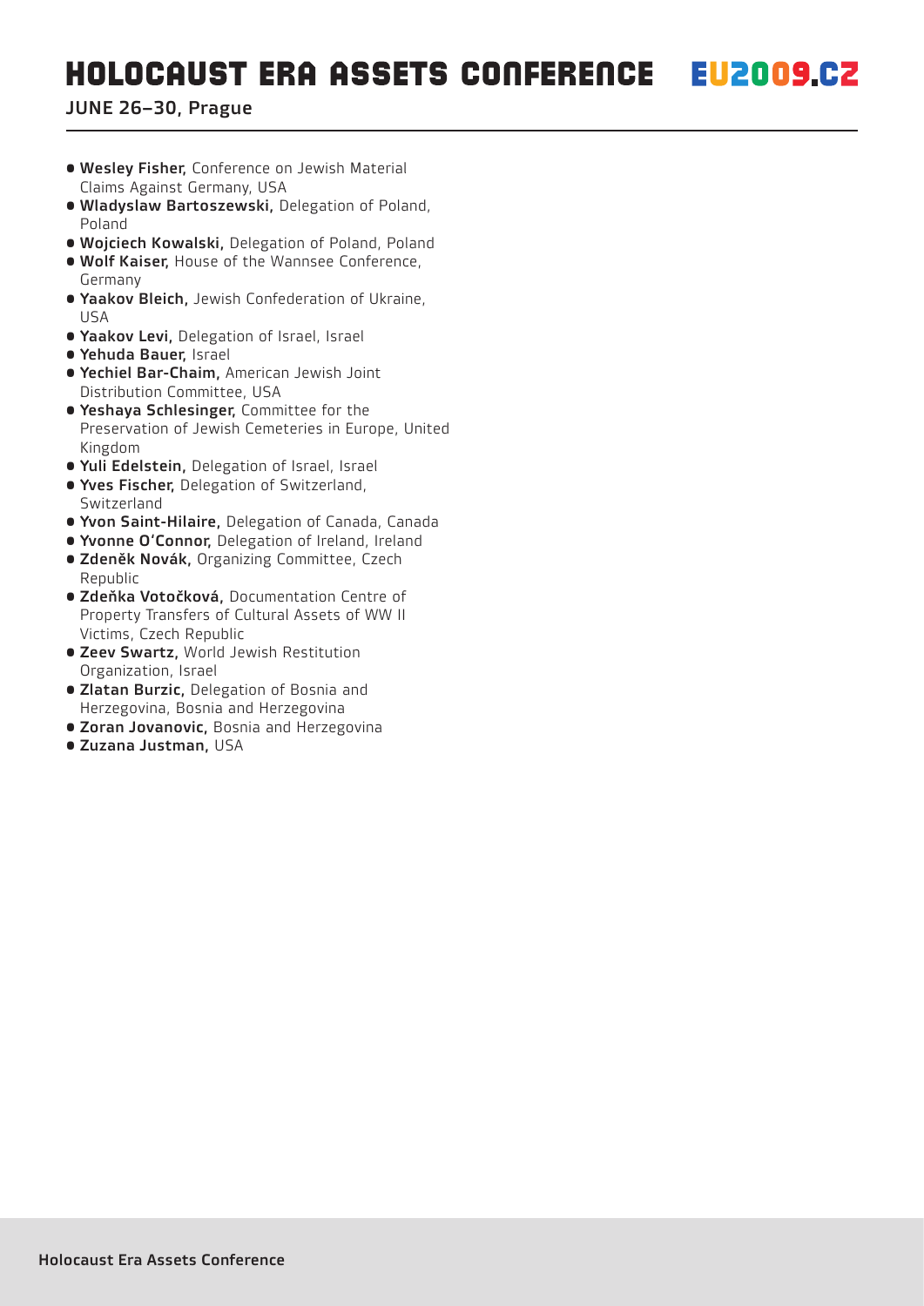- **Wesley Fisher,** Conference on Jewish Material Claims Against Germany, USA
- **Wladyslaw Bartoszewski,** Delegation of Poland, Poland
- **Wojciech Kowalski,** Delegation of Poland, Poland
- **Wolf Kaiser,** House of the Wannsee Conference, Germany
- **Yaakov Bleich,** Jewish Confederation of Ukraine, USA
- **Yaakov Levi,** Delegation of Israel, Israel
- **Yehuda Bauer,** Israel
- **Yechiel Bar-Chaim,** American Jewish Joint Distribution Committee, USA
- **Yeshaya Schlesinger,** Committee for the Preservation of Jewish Cemeteries in Europe, United Kingdom
- **Yuli Edelstein,** Delegation of Israel, Israel
- **Yves Fischer,** Delegation of Switzerland, Switzerland
- **Yvon Saint-Hilaire,** Delegation of Canada, Canada
- **Yvonne O'Connor,** Delegation of Ireland, Ireland
- **Zdeněk Novák,** Organizing Committee, Czech Republic
- **Zdeňka Votočková,** Documentation Centre of Property Transfers of Cultural Assets of WW II Victims, Czech Republic
- **Zeev Swartz,** World Jewish Restitution Organization, Israel
- **Zlatan Burzic,** Delegation of Bosnia and Herzegovina, Bosnia and Herzegovina
- **Zoran Jovanovic,** Bosnia and Herzegovina
- **Zuzana Justman,** USA